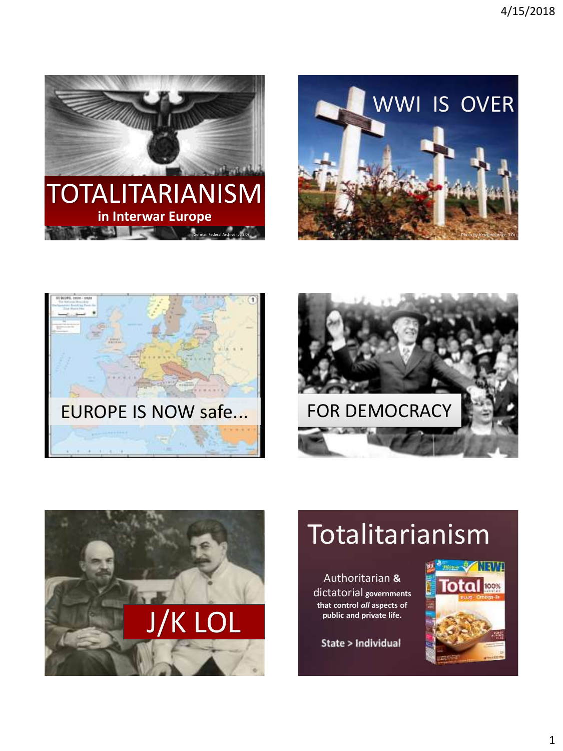# TOTALITARIANISM

**in Interwar Europe**

German Federal Archive (cc 3.0)

WWI IS OVER

Photo by Ketounette (cc 3.0)

EUROPE IS NOW safe...

FOR DEMOCRACY

J/K LOL

## Totalitarianism

Authoritarian **&** dictatorial **governments that control *all* aspects of public and private life.**

**State > Individual**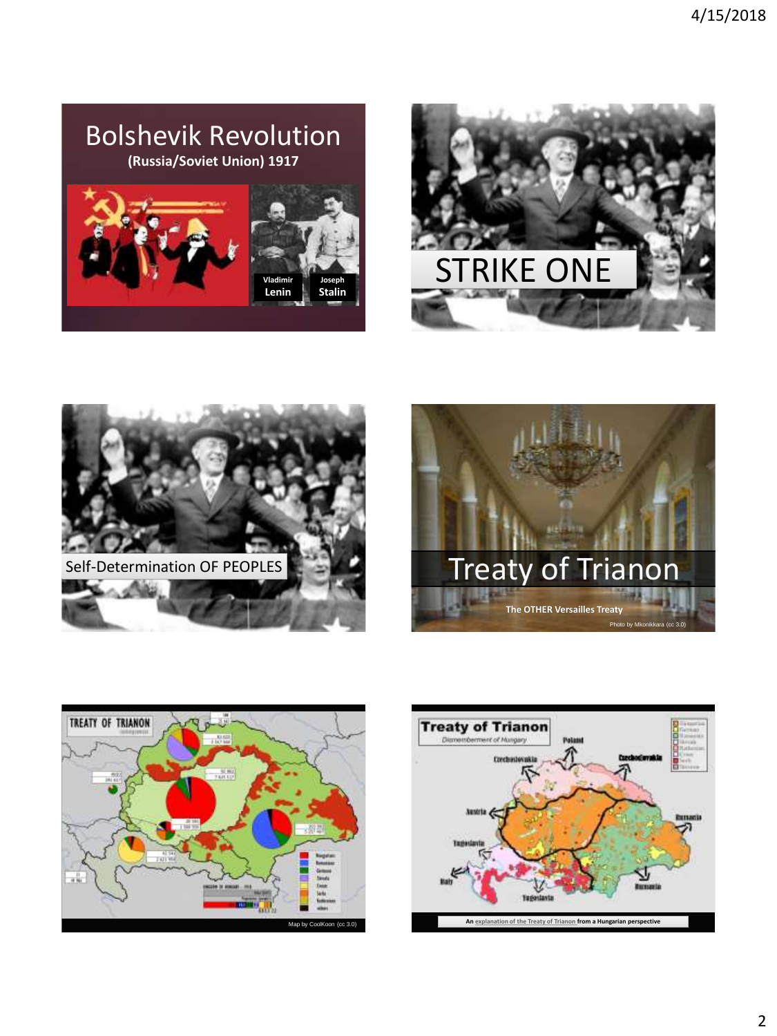# Bolshevik Revolution

**(Russia/Soviet Union) 1917**

Vladimir **Lenin**

Joseph **Stalin**

---

STRIKE ONE

---

Self-Determination OF PEOPLES

---

# Treaty of Trianon

**The OTHER Versailles Treaty**

Photo by Mkonikkara (cc 3.0)

---

Map by CoolKoon (cc 3.0)

---

**Treaty of Trianon**

*Dismemberment of Hungary*

An explanation of the Treaty of Trianon from a Hungarian perspective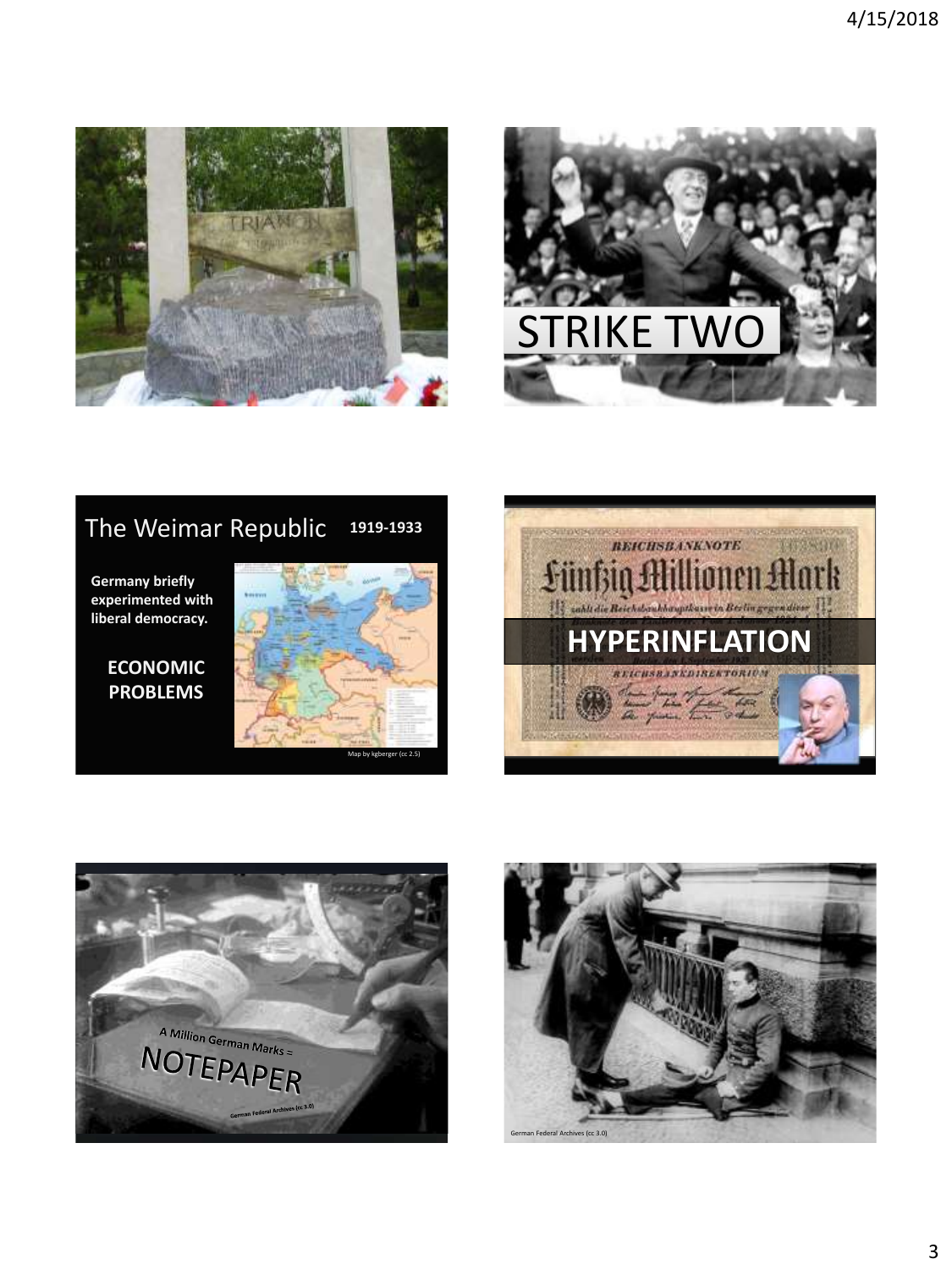TRIANON

STRIKE TWO

## The Weimar Republic 1919-1933

**Germany briefly experimented with liberal democracy.**

**ECONOMIC PROBLEMS**

Map by kgberger (cc 2.5)

REICHSBANKNOTE

Fünfzig Millionen Mark

**HYPERINFLATION**

A Million German Marks =

NOTEPAPER

German Federal Archives (cc 3.0)

German Federal Archives (cc 3.0)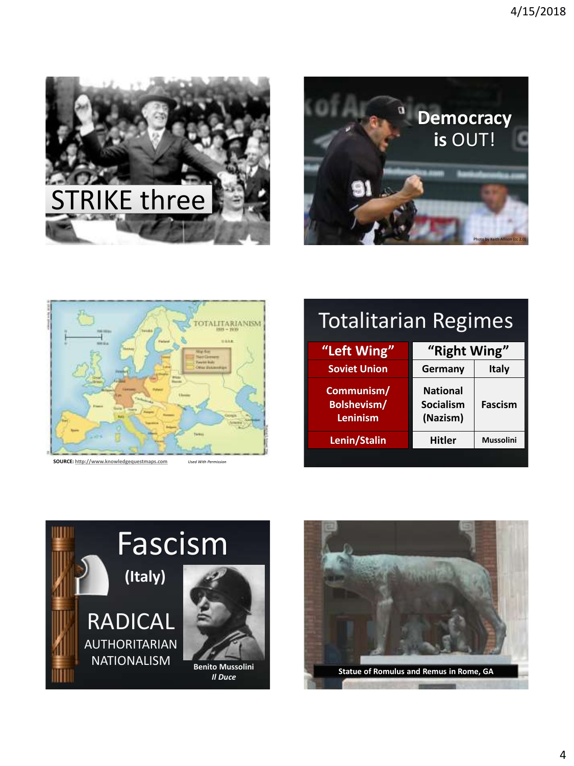STRIKE three

Democracy is OUT!

Photo by Keith Allison (cc 2.0)

TOTALITARIANISM 1919 – 1939

SOURCE: http://www.knowledgequestmaps.com Used With Permission

# Totalitarian Regimes

| "Left Wing" | "Right Wing" | |
|---|---|---|
| Soviet Union | Germany | Italy |
| Communism/ Bolshevism/ Leninism | National Socialism (Nazism) | Fascism |
| Lenin/Stalin | Hitler | Mussolini |

# Fascism

(Italy)

RADICAL AUTHORITARIAN NATIONALISM

Benito Mussolini
*Il Duce*

Statue of Romulus and Remus in Rome, GA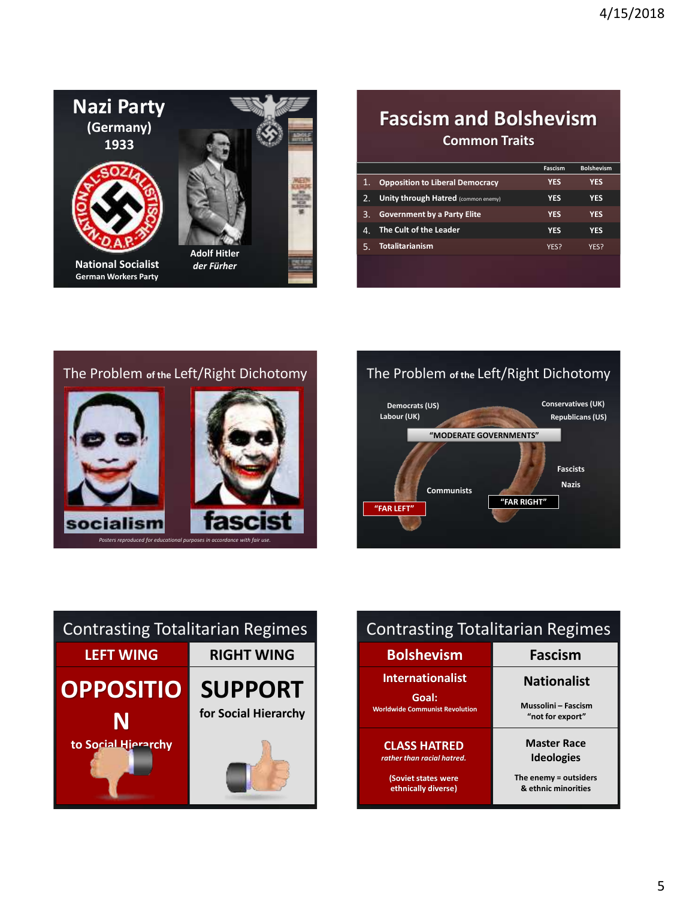## Nazi Party

(Germany)
1933

National Socialist
German Workers Party

Adolf Hitler
*der Fürher*

## Fascism and Bolshevism

### Common Traits

| | | Fascism | Bolshevism |
|---|---|---|---|
| 1. | Opposition to Liberal Democracy | YES | YES |
| 2. | Unity through Hatred (common enemy) | YES | YES |
| 3. | Government by a Party Elite | YES | YES |
| 4. | The Cult of the Leader | YES | YES |
| 5. | Totalitarianism | YES? | YES? |

## The Problem of the Left/Right Dichotomy

socialism

fascist

*Posters reproduced for educational purposes in accordance with fair use.*

## The Problem of the Left/Right Dichotomy

Democrats (US)
Labour (UK)

Conservatives (UK)
Republicans (US)

"MODERATE GOVERNMENTS"

Communists

Fascists
Nazis

"FAR LEFT"

"FAR RIGHT"

## Contrasting Totalitarian Regimes

| LEFT WING | RIGHT WING |
|---|---|
| **OPPOSITION** to Social Hierarchy | **SUPPORT** for Social Hierarchy |

## Contrasting Totalitarian Regimes

| Bolshevism | Fascism |
|---|---|
| **Internationalist**<br>Goal:<br>Worldwide Communist Revolution | **Nationalist**<br>Mussolini – Fascism "not for export" |
| **CLASS HATRED**<br>*rather than racial hatred.*<br>(Soviet states were ethnically diverse) | **Master Race Ideologies**<br>The enemy = outsiders & ethnic minorities |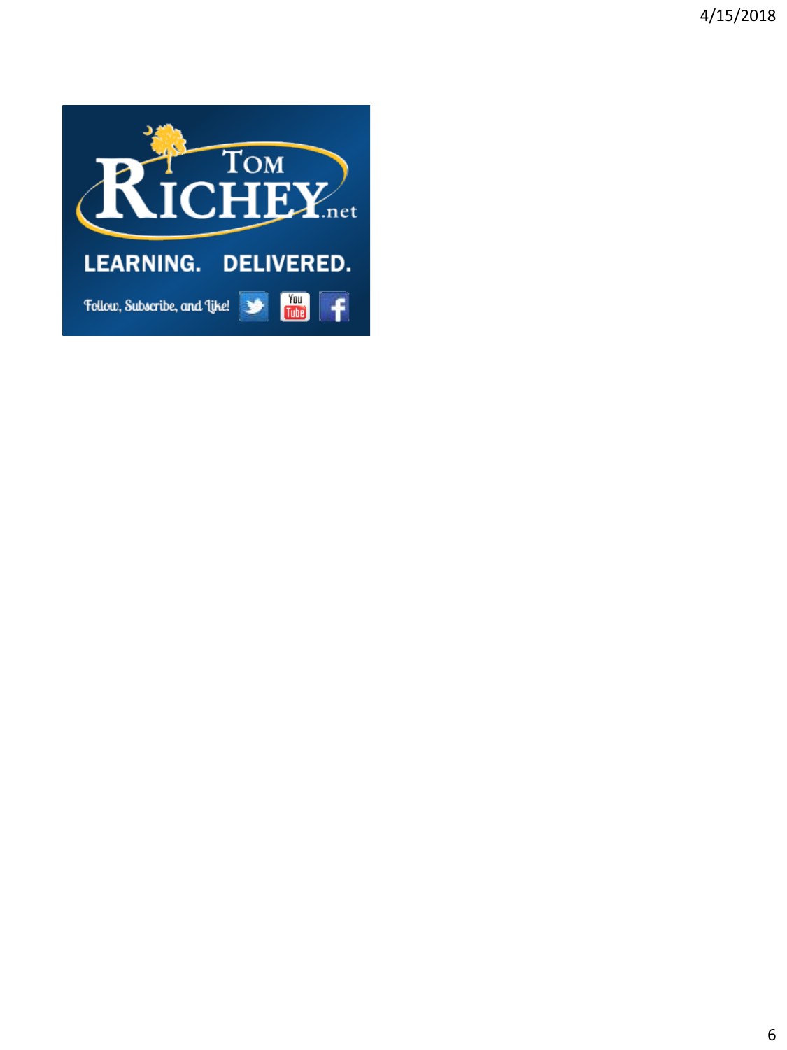Tom Richey.net

LEARNING. DELIVERED.

Follow, Subscribe, and Like!